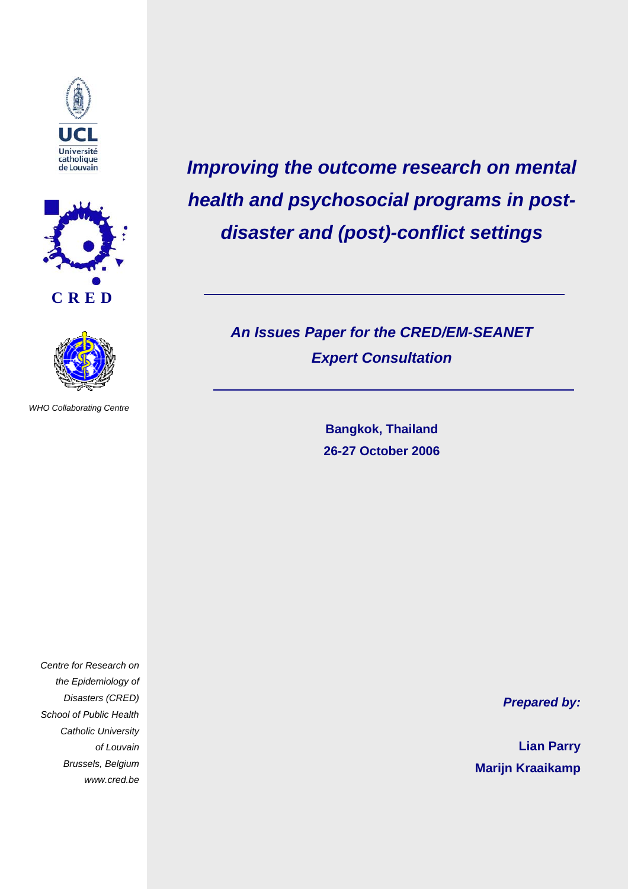UCL
Université catholique de Louvain

CRED

*WHO Collaborating Centre*

# *Improving the outcome research on mental health and psychosocial programs in post-disaster and (post)-conflict settings*

## *An Issues Paper for the CRED/EM-SEANET Expert Consultation*

**Bangkok, Thailand**
**26-27 October 2006**

*Centre for Research on the Epidemiology of Disasters (CRED)*
*School of Public Health*
*Catholic University of Louvain*
*Brussels, Belgium*
*www.cred.be*

***Prepared by:***

**Lian Parry**
**Marijn Kraaikamp**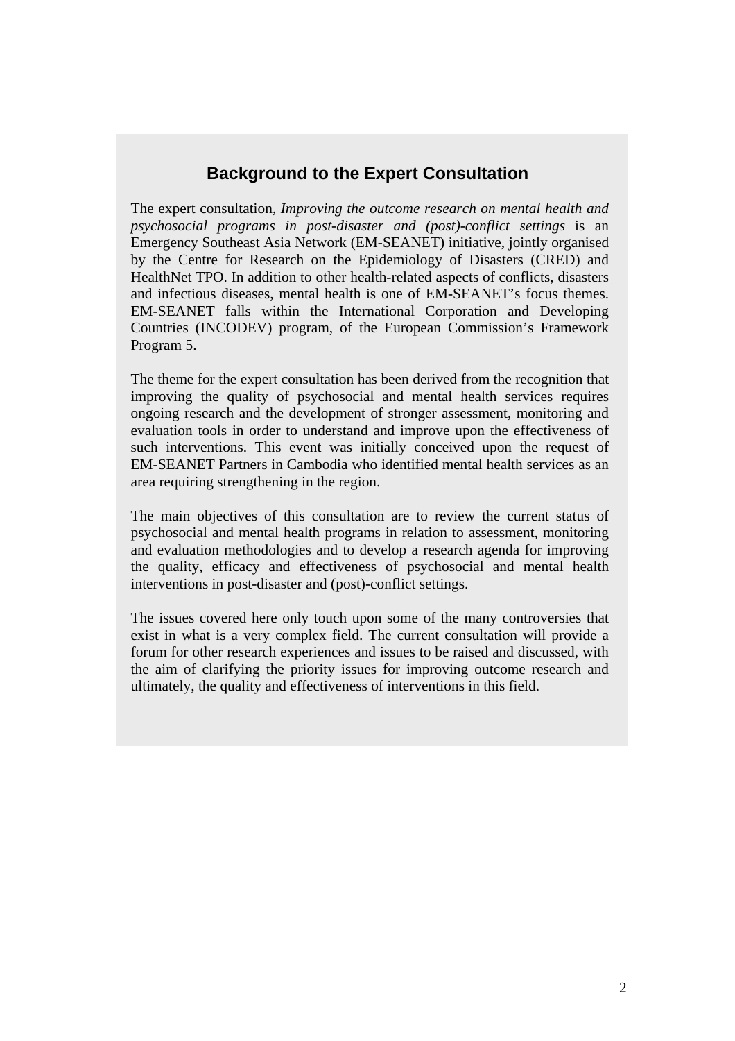## Background to the Expert Consultation

The expert consultation, *Improving the outcome research on mental health and psychosocial programs in post-disaster and (post)-conflict settings* is an Emergency Southeast Asia Network (EM-SEANET) initiative, jointly organised by the Centre for Research on the Epidemiology of Disasters (CRED) and HealthNet TPO. In addition to other health-related aspects of conflicts, disasters and infectious diseases, mental health is one of EM-SEANET's focus themes. EM-SEANET falls within the International Corporation and Developing Countries (INCODEV) program, of the European Commission's Framework Program 5.

The theme for the expert consultation has been derived from the recognition that improving the quality of psychosocial and mental health services requires ongoing research and the development of stronger assessment, monitoring and evaluation tools in order to understand and improve upon the effectiveness of such interventions. This event was initially conceived upon the request of EM-SEANET Partners in Cambodia who identified mental health services as an area requiring strengthening in the region.

The main objectives of this consultation are to review the current status of psychosocial and mental health programs in relation to assessment, monitoring and evaluation methodologies and to develop a research agenda for improving the quality, efficacy and effectiveness of psychosocial and mental health interventions in post-disaster and (post)-conflict settings.

The issues covered here only touch upon some of the many controversies that exist in what is a very complex field. The current consultation will provide a forum for other research experiences and issues to be raised and discussed, with the aim of clarifying the priority issues for improving outcome research and ultimately, the quality and effectiveness of interventions in this field.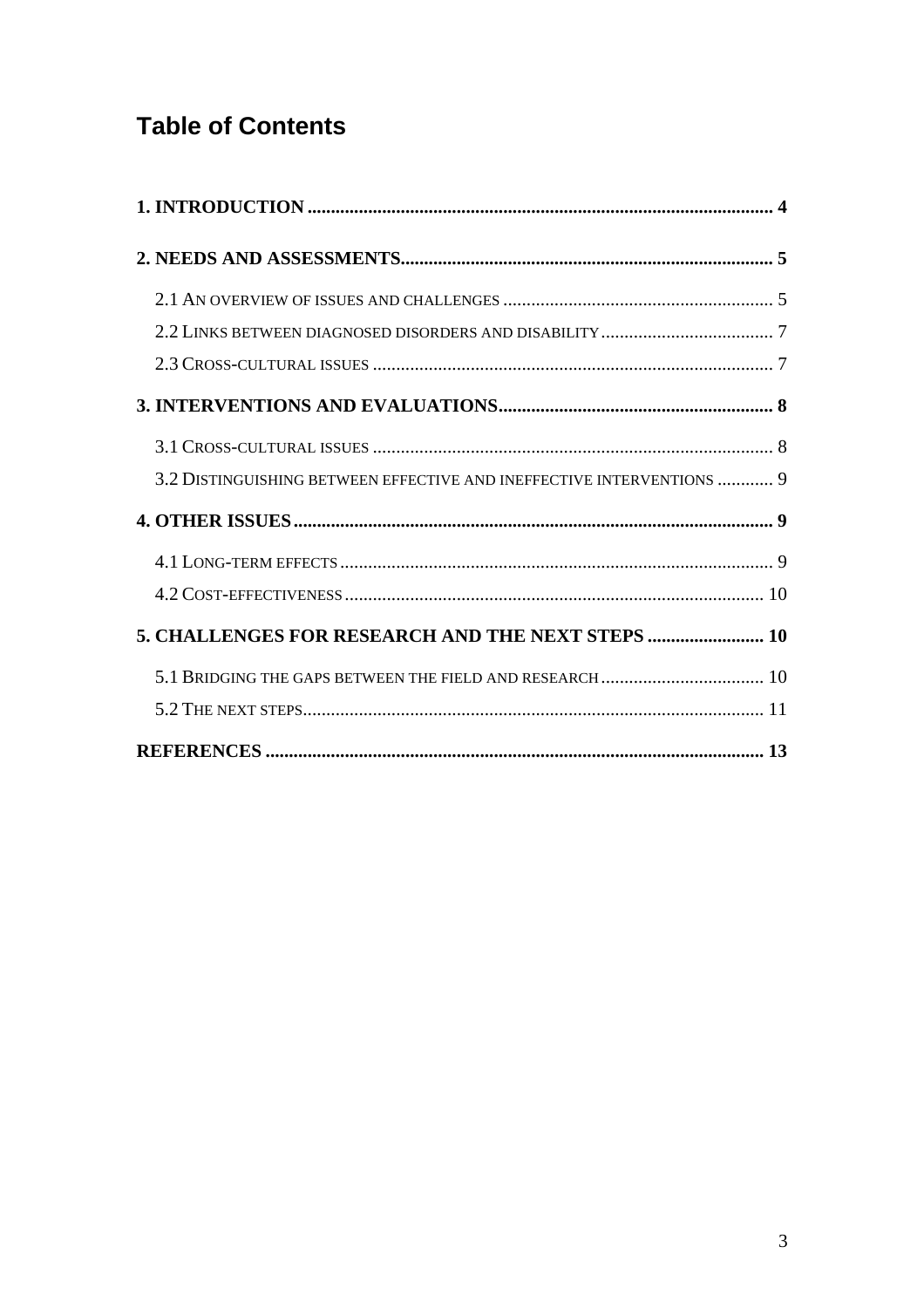# Table of Contents

**1. INTRODUCTION .......... 4**

**2. NEEDS AND ASSESSMENTS .......... 5**

2.1 An overview of issues and challenges .......... 5

2.2 Links between diagnosed disorders and disability .......... 7

2.3 Cross-cultural issues .......... 7

**3. INTERVENTIONS AND EVALUATIONS .......... 8**

3.1 Cross-cultural issues .......... 8

3.2 Distinguishing between effective and ineffective interventions .......... 9

**4. OTHER ISSUES .......... 9**

4.1 Long-term effects .......... 9

4.2 Cost-effectiveness .......... 10

**5. CHALLENGES FOR RESEARCH AND THE NEXT STEPS .......... 10**

5.1 Bridging the gaps between the field and research .......... 10

5.2 The next steps .......... 11

**REFERENCES .......... 13**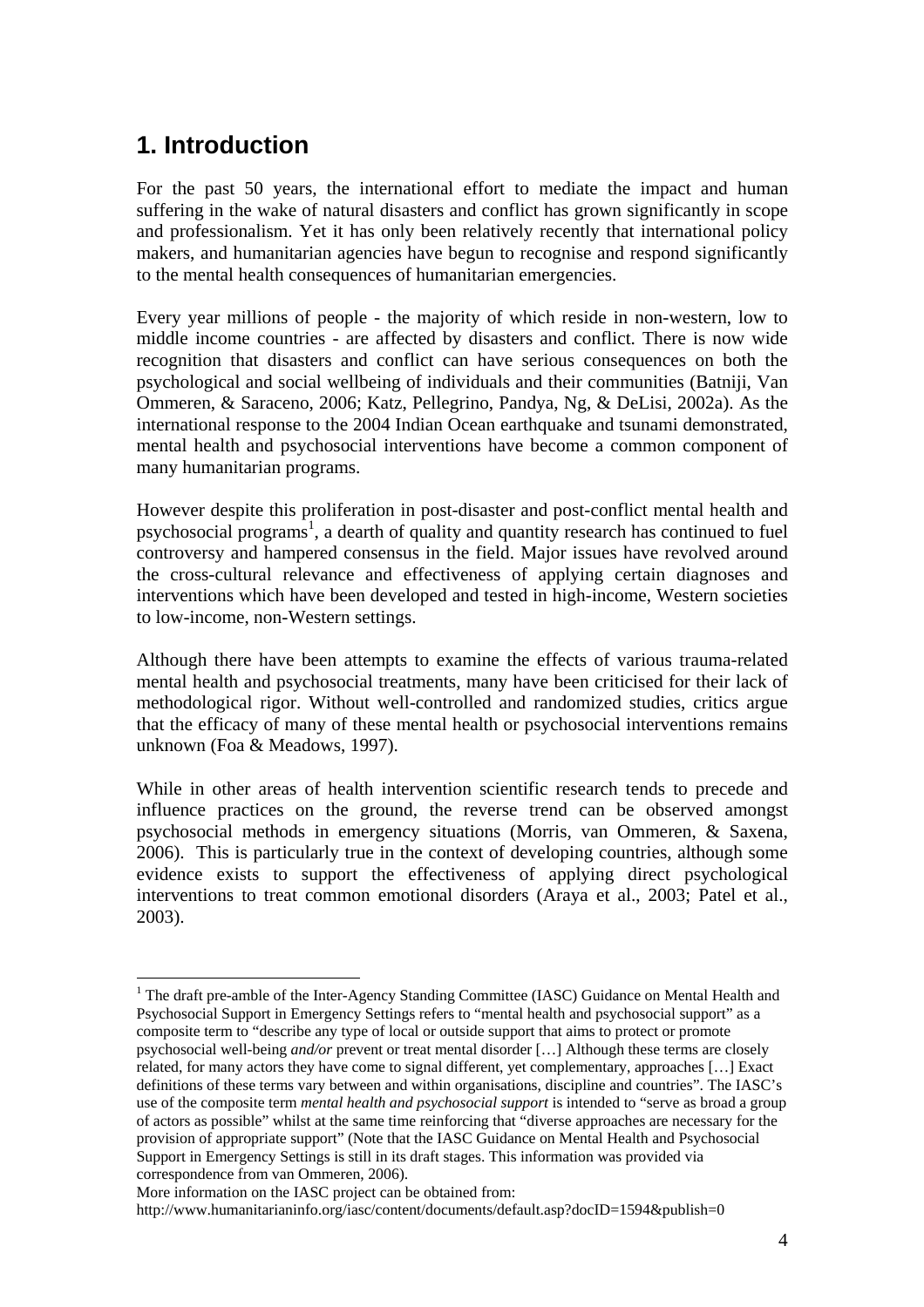# 1. Introduction

For the past 50 years, the international effort to mediate the impact and human suffering in the wake of natural disasters and conflict has grown significantly in scope and professionalism. Yet it has only been relatively recently that international policy makers, and humanitarian agencies have begun to recognise and respond significantly to the mental health consequences of humanitarian emergencies.

Every year millions of people - the majority of which reside in non-western, low to middle income countries - are affected by disasters and conflict. There is now wide recognition that disasters and conflict can have serious consequences on both the psychological and social wellbeing of individuals and their communities (Batniji, Van Ommeren, & Saraceno, 2006; Katz, Pellegrino, Pandya, Ng, & DeLisi, 2002a). As the international response to the 2004 Indian Ocean earthquake and tsunami demonstrated, mental health and psychosocial interventions have become a common component of many humanitarian programs.

However despite this proliferation in post-disaster and post-conflict mental health and psychosocial programs[1], a dearth of quality and quantity research has continued to fuel controversy and hampered consensus in the field. Major issues have revolved around the cross-cultural relevance and effectiveness of applying certain diagnoses and interventions which have been developed and tested in high-income, Western societies to low-income, non-Western settings.

Although there have been attempts to examine the effects of various trauma-related mental health and psychosocial treatments, many have been criticised for their lack of methodological rigor. Without well-controlled and randomized studies, critics argue that the efficacy of many of these mental health or psychosocial interventions remains unknown (Foa & Meadows, 1997).

While in other areas of health intervention scientific research tends to precede and influence practices on the ground, the reverse trend can be observed amongst psychosocial methods in emergency situations (Morris, van Ommeren, & Saxena, 2006). This is particularly true in the context of developing countries, although some evidence exists to support the effectiveness of applying direct psychological interventions to treat common emotional disorders (Araya et al., 2003; Patel et al., 2003).

---

[1] The draft pre-amble of the Inter-Agency Standing Committee (IASC) Guidance on Mental Health and Psychosocial Support in Emergency Settings refers to "mental health and psychosocial support" as a composite term to "describe any type of local or outside support that aims to protect or promote psychosocial well-being *and/or* prevent or treat mental disorder […] Although these terms are closely related, for many actors they have come to signal different, yet complementary, approaches […] Exact definitions of these terms vary between and within organisations, discipline and countries". The IASC's use of the composite term *mental health and psychosocial support* is intended to "serve as broad a group of actors as possible" whilst at the same time reinforcing that "diverse approaches are necessary for the provision of appropriate support" (Note that the IASC Guidance on Mental Health and Psychosocial Support in Emergency Settings is still in its draft stages. This information was provided via correspondence from van Ommeren, 2006).

More information on the IASC project can be obtained from:
http://www.humanitarianinfo.org/iasc/content/documents/default.asp?docID=1594&publish=0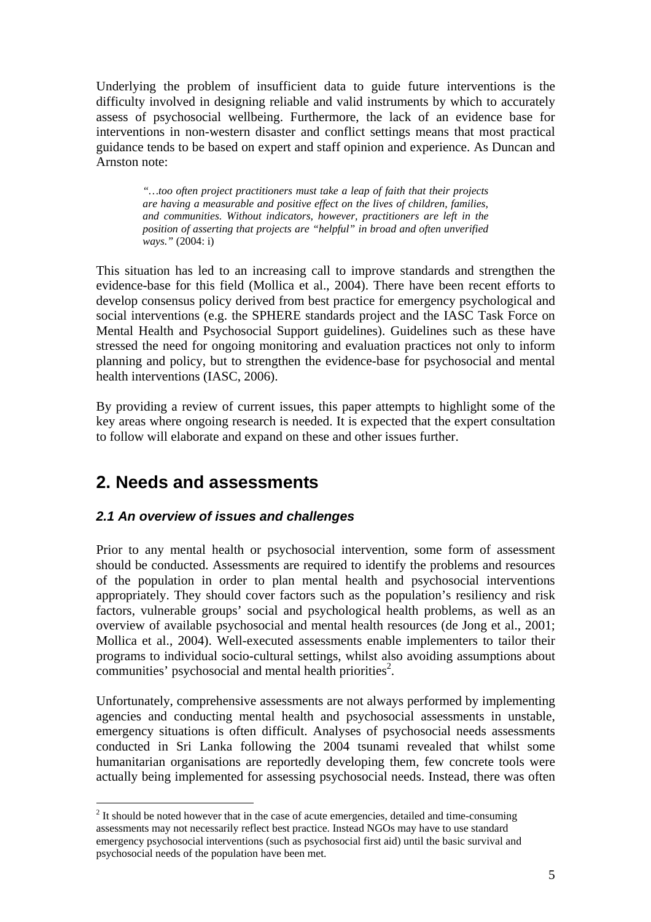Underlying the problem of insufficient data to guide future interventions is the difficulty involved in designing reliable and valid instruments by which to accurately assess of psychosocial wellbeing. Furthermore, the lack of an evidence base for interventions in non-western disaster and conflict settings means that most practical guidance tends to be based on expert and staff opinion and experience. As Duncan and Arnston note:

> *"…too often project practitioners must take a leap of faith that their projects are having a measurable and positive effect on the lives of children, families, and communities. Without indicators, however, practitioners are left in the position of asserting that projects are "helpful" in broad and often unverified ways."* (2004: i)

This situation has led to an increasing call to improve standards and strengthen the evidence-base for this field (Mollica et al., 2004). There have been recent efforts to develop consensus policy derived from best practice for emergency psychological and social interventions (e.g. the SPHERE standards project and the IASC Task Force on Mental Health and Psychosocial Support guidelines). Guidelines such as these have stressed the need for ongoing monitoring and evaluation practices not only to inform planning and policy, but to strengthen the evidence-base for psychosocial and mental health interventions (IASC, 2006).

By providing a review of current issues, this paper attempts to highlight some of the key areas where ongoing research is needed. It is expected that the expert consultation to follow will elaborate and expand on these and other issues further.

# 2. Needs and assessments

## *2.1 An overview of issues and challenges*

Prior to any mental health or psychosocial intervention, some form of assessment should be conducted. Assessments are required to identify the problems and resources of the population in order to plan mental health and psychosocial interventions appropriately. They should cover factors such as the population's resiliency and risk factors, vulnerable groups' social and psychological health problems, as well as an overview of available psychosocial and mental health resources (de Jong et al., 2001; Mollica et al., 2004). Well-executed assessments enable implementers to tailor their programs to individual socio-cultural settings, whilst also avoiding assumptions about communities' psychosocial and mental health priorities[2].

Unfortunately, comprehensive assessments are not always performed by implementing agencies and conducting mental health and psychosocial assessments in unstable, emergency situations is often difficult. Analyses of psychosocial needs assessments conducted in Sri Lanka following the 2004 tsunami revealed that whilst some humanitarian organisations are reportedly developing them, few concrete tools were actually being implemented for assessing psychosocial needs. Instead, there was often

[2] It should be noted however that in the case of acute emergencies, detailed and time-consuming assessments may not necessarily reflect best practice. Instead NGOs may have to use standard emergency psychosocial interventions (such as psychosocial first aid) until the basic survival and psychosocial needs of the population have been met.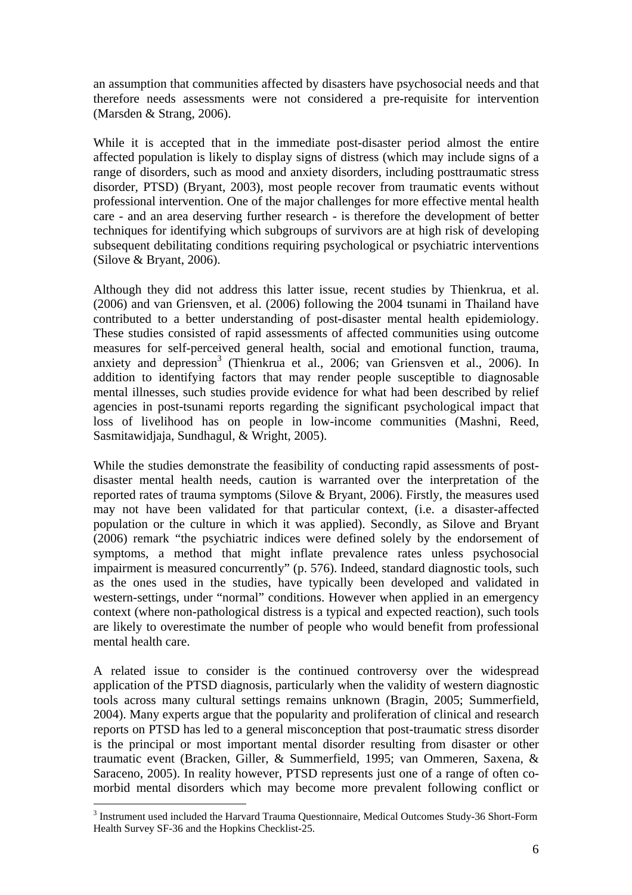an assumption that communities affected by disasters have psychosocial needs and that therefore needs assessments were not considered a pre-requisite for intervention (Marsden & Strang, 2006).

While it is accepted that in the immediate post-disaster period almost the entire affected population is likely to display signs of distress (which may include signs of a range of disorders, such as mood and anxiety disorders, including posttraumatic stress disorder, PTSD) (Bryant, 2003), most people recover from traumatic events without professional intervention. One of the major challenges for more effective mental health care - and an area deserving further research - is therefore the development of better techniques for identifying which subgroups of survivors are at high risk of developing subsequent debilitating conditions requiring psychological or psychiatric interventions (Silove & Bryant, 2006).

Although they did not address this latter issue, recent studies by Thienkrua, et al. (2006) and van Griensven, et al. (2006) following the 2004 tsunami in Thailand have contributed to a better understanding of post-disaster mental health epidemiology. These studies consisted of rapid assessments of affected communities using outcome measures for self-perceived general health, social and emotional function, trauma, anxiety and depression[3] (Thienkrua et al., 2006; van Griensven et al., 2006). In addition to identifying factors that may render people susceptible to diagnosable mental illnesses, such studies provide evidence for what had been described by relief agencies in post-tsunami reports regarding the significant psychological impact that loss of livelihood has on people in low-income communities (Mashni, Reed, Sasmitawidjaja, Sundhagul, & Wright, 2005).

While the studies demonstrate the feasibility of conducting rapid assessments of post-disaster mental health needs, caution is warranted over the interpretation of the reported rates of trauma symptoms (Silove & Bryant, 2006). Firstly, the measures used may not have been validated for that particular context, (i.e. a disaster-affected population or the culture in which it was applied). Secondly, as Silove and Bryant (2006) remark "the psychiatric indices were defined solely by the endorsement of symptoms, a method that might inflate prevalence rates unless psychosocial impairment is measured concurrently" (p. 576). Indeed, standard diagnostic tools, such as the ones used in the studies, have typically been developed and validated in western-settings, under "normal" conditions. However when applied in an emergency context (where non-pathological distress is a typical and expected reaction), such tools are likely to overestimate the number of people who would benefit from professional mental health care.

A related issue to consider is the continued controversy over the widespread application of the PTSD diagnosis, particularly when the validity of western diagnostic tools across many cultural settings remains unknown (Bragin, 2005; Summerfield, 2004). Many experts argue that the popularity and proliferation of clinical and research reports on PTSD has led to a general misconception that post-traumatic stress disorder is the principal or most important mental disorder resulting from disaster or other traumatic event (Bracken, Giller, & Summerfield, 1995; van Ommeren, Saxena, & Saraceno, 2005). In reality however, PTSD represents just one of a range of often co-morbid mental disorders which may become more prevalent following conflict or

---

[3] Instrument used included the Harvard Trauma Questionnaire, Medical Outcomes Study-36 Short-Form Health Survey SF-36 and the Hopkins Checklist-25.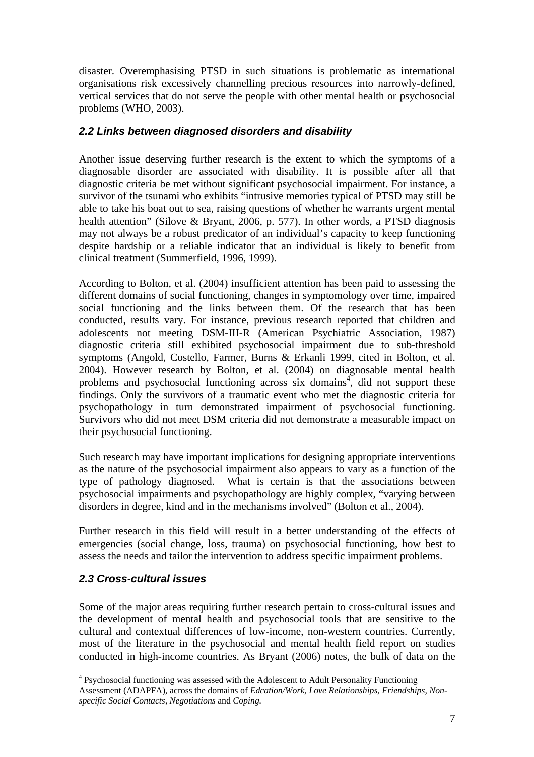disaster. Overemphasising PTSD in such situations is problematic as international organisations risk excessively channelling precious resources into narrowly-defined, vertical services that do not serve the people with other mental health or psychosocial problems (WHO, 2003).

### *2.2 Links between diagnosed disorders and disability*

Another issue deserving further research is the extent to which the symptoms of a diagnosable disorder are associated with disability. It is possible after all that diagnostic criteria be met without significant psychosocial impairment. For instance, a survivor of the tsunami who exhibits "intrusive memories typical of PTSD may still be able to take his boat out to sea, raising questions of whether he warrants urgent mental health attention" (Silove & Bryant, 2006, p. 577). In other words, a PTSD diagnosis may not always be a robust predicator of an individual's capacity to keep functioning despite hardship or a reliable indicator that an individual is likely to benefit from clinical treatment (Summerfield, 1996, 1999).

According to Bolton, et al. (2004) insufficient attention has been paid to assessing the different domains of social functioning, changes in symptomology over time, impaired social functioning and the links between them. Of the research that has been conducted, results vary. For instance, previous research reported that children and adolescents not meeting DSM-III-R (American Psychiatric Association, 1987) diagnostic criteria still exhibited psychosocial impairment due to sub-threshold symptoms (Angold, Costello, Farmer, Burns & Erkanli 1999, cited in Bolton, et al. 2004). However research by Bolton, et al. (2004) on diagnosable mental health problems and psychosocial functioning across six domains[4], did not support these findings. Only the survivors of a traumatic event who met the diagnostic criteria for psychopathology in turn demonstrated impairment of psychosocial functioning. Survivors who did not meet DSM criteria did not demonstrate a measurable impact on their psychosocial functioning.

Such research may have important implications for designing appropriate interventions as the nature of the psychosocial impairment also appears to vary as a function of the type of pathology diagnosed. What is certain is that the associations between psychosocial impairments and psychopathology are highly complex, "varying between disorders in degree, kind and in the mechanisms involved" (Bolton et al., 2004).

Further research in this field will result in a better understanding of the effects of emergencies (social change, loss, trauma) on psychosocial functioning, how best to assess the needs and tailor the intervention to address specific impairment problems.

### *2.3 Cross-cultural issues*

Some of the major areas requiring further research pertain to cross-cultural issues and the development of mental health and psychosocial tools that are sensitive to the cultural and contextual differences of low-income, non-western countries. Currently, most of the literature in the psychosocial and mental health field report on studies conducted in high-income countries. As Bryant (2006) notes, the bulk of data on the

---

[4] Psychosocial functioning was assessed with the Adolescent to Adult Personality Functioning Assessment (ADAPFA), across the domains of *Edcation/Work, Love Relationships, Friendships, Non-specific Social Contacts, Negotiations* and *Coping.*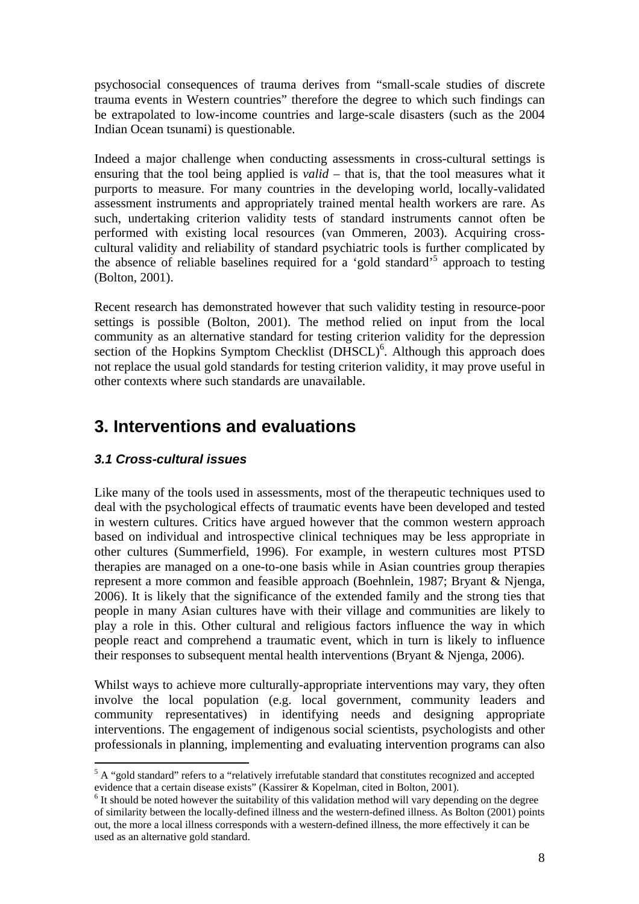psychosocial consequences of trauma derives from "small-scale studies of discrete trauma events in Western countries" therefore the degree to which such findings can be extrapolated to low-income countries and large-scale disasters (such as the 2004 Indian Ocean tsunami) is questionable.

Indeed a major challenge when conducting assessments in cross-cultural settings is ensuring that the tool being applied is *valid* – that is, that the tool measures what it purports to measure. For many countries in the developing world, locally-validated assessment instruments and appropriately trained mental health workers are rare. As such, undertaking criterion validity tests of standard instruments cannot often be performed with existing local resources (van Ommeren, 2003). Acquiring cross-cultural validity and reliability of standard psychiatric tools is further complicated by the absence of reliable baselines required for a 'gold standard'[5] approach to testing (Bolton, 2001).

Recent research has demonstrated however that such validity testing in resource-poor settings is possible (Bolton, 2001). The method relied on input from the local community as an alternative standard for testing criterion validity for the depression section of the Hopkins Symptom Checklist (DHSCL)[6]. Although this approach does not replace the usual gold standards for testing criterion validity, it may prove useful in other contexts where such standards are unavailable.

# 3. Interventions and evaluations

## *3.1 Cross-cultural issues*

Like many of the tools used in assessments, most of the therapeutic techniques used to deal with the psychological effects of traumatic events have been developed and tested in western cultures. Critics have argued however that the common western approach based on individual and introspective clinical techniques may be less appropriate in other cultures (Summerfield, 1996). For example, in western cultures most PTSD therapies are managed on a one-to-one basis while in Asian countries group therapies represent a more common and feasible approach (Boehnlein, 1987; Bryant & Njenga, 2006). It is likely that the significance of the extended family and the strong ties that people in many Asian cultures have with their village and communities are likely to play a role in this. Other cultural and religious factors influence the way in which people react and comprehend a traumatic event, which in turn is likely to influence their responses to subsequent mental health interventions (Bryant & Njenga, 2006).

Whilst ways to achieve more culturally-appropriate interventions may vary, they often involve the local population (e.g. local government, community leaders and community representatives) in identifying needs and designing appropriate interventions. The engagement of indigenous social scientists, psychologists and other professionals in planning, implementing and evaluating intervention programs can also

---

[5] A "gold standard" refers to a "relatively irrefutable standard that constitutes recognized and accepted evidence that a certain disease exists" (Kassirer & Kopelman, cited in Bolton, 2001).

[6] It should be noted however the suitability of this validation method will vary depending on the degree of similarity between the locally-defined illness and the western-defined illness. As Bolton (2001) points out, the more a local illness corresponds with a western-defined illness, the more effectively it can be used as an alternative gold standard.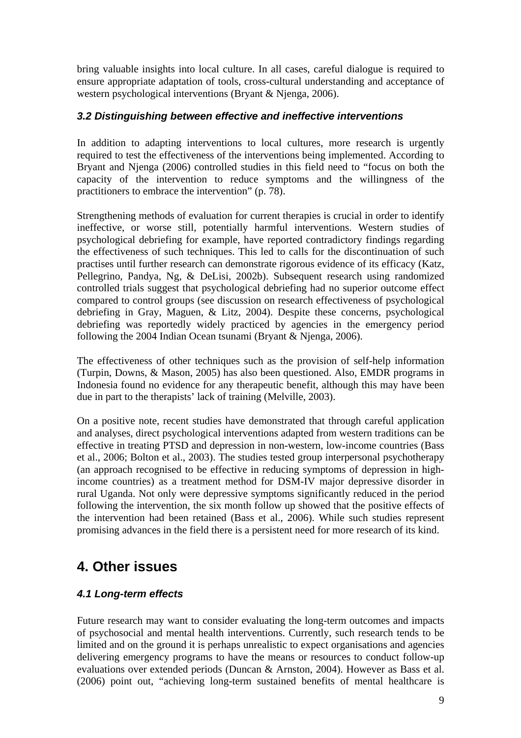bring valuable insights into local culture. In all cases, careful dialogue is required to ensure appropriate adaptation of tools, cross-cultural understanding and acceptance of western psychological interventions (Bryant & Njenga, 2006).

### *3.2 Distinguishing between effective and ineffective interventions*

In addition to adapting interventions to local cultures, more research is urgently required to test the effectiveness of the interventions being implemented. According to Bryant and Njenga (2006) controlled studies in this field need to "focus on both the capacity of the intervention to reduce symptoms and the willingness of the practitioners to embrace the intervention" (p. 78).

Strengthening methods of evaluation for current therapies is crucial in order to identify ineffective, or worse still, potentially harmful interventions. Western studies of psychological debriefing for example, have reported contradictory findings regarding the effectiveness of such techniques. This led to calls for the discontinuation of such practises until further research can demonstrate rigorous evidence of its efficacy (Katz, Pellegrino, Pandya, Ng, & DeLisi, 2002b). Subsequent research using randomized controlled trials suggest that psychological debriefing had no superior outcome effect compared to control groups (see discussion on research effectiveness of psychological debriefing in Gray, Maguen, & Litz, 2004). Despite these concerns, psychological debriefing was reportedly widely practiced by agencies in the emergency period following the 2004 Indian Ocean tsunami (Bryant & Njenga, 2006).

The effectiveness of other techniques such as the provision of self-help information (Turpin, Downs, & Mason, 2005) has also been questioned. Also, EMDR programs in Indonesia found no evidence for any therapeutic benefit, although this may have been due in part to the therapists' lack of training (Melville, 2003).

On a positive note, recent studies have demonstrated that through careful application and analyses, direct psychological interventions adapted from western traditions can be effective in treating PTSD and depression in non-western, low-income countries (Bass et al., 2006; Bolton et al., 2003). The studies tested group interpersonal psychotherapy (an approach recognised to be effective in reducing symptoms of depression in high-income countries) as a treatment method for DSM-IV major depressive disorder in rural Uganda. Not only were depressive symptoms significantly reduced in the period following the intervention, the six month follow up showed that the positive effects of the intervention had been retained (Bass et al., 2006). While such studies represent promising advances in the field there is a persistent need for more research of its kind.

## 4. Other issues

### *4.1 Long-term effects*

Future research may want to consider evaluating the long-term outcomes and impacts of psychosocial and mental health interventions. Currently, such research tends to be limited and on the ground it is perhaps unrealistic to expect organisations and agencies delivering emergency programs to have the means or resources to conduct follow-up evaluations over extended periods (Duncan & Arnston, 2004). However as Bass et al. (2006) point out, "achieving long-term sustained benefits of mental healthcare is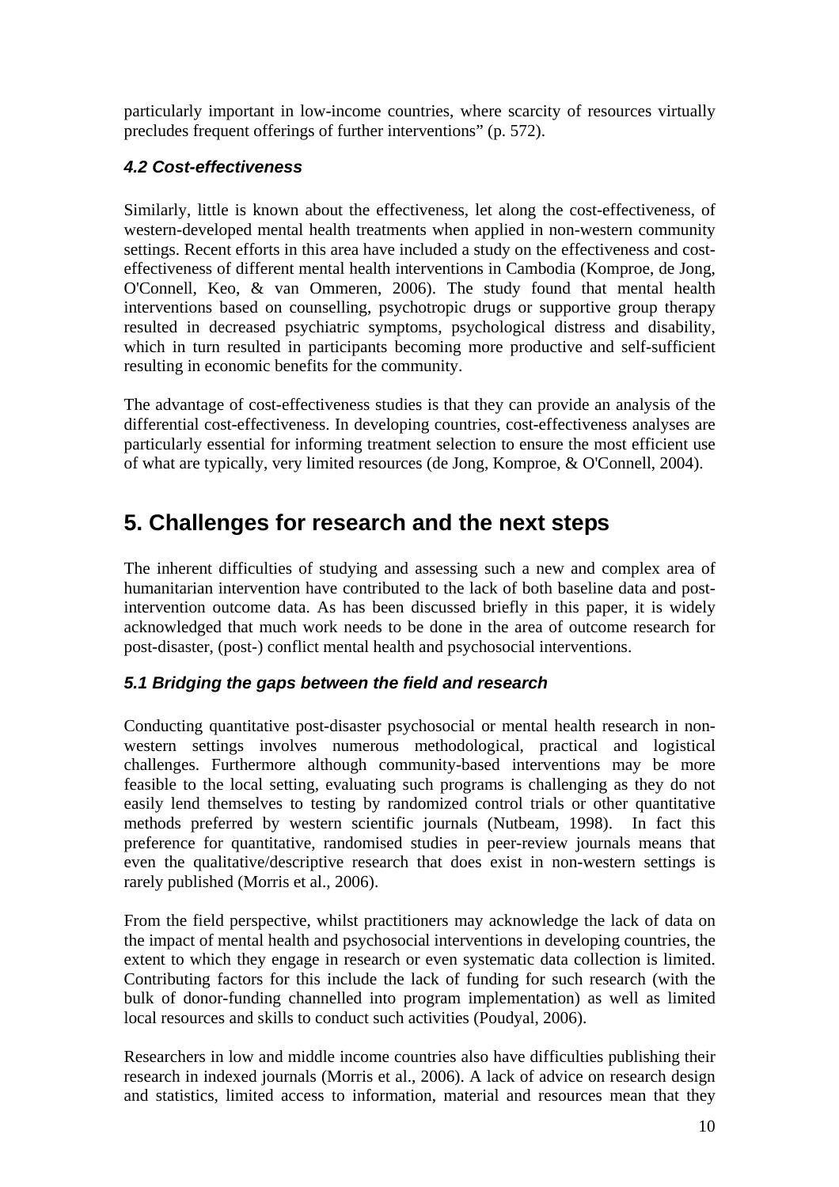particularly important in low-income countries, where scarcity of resources virtually precludes frequent offerings of further interventions" (p. 572).

### *4.2 Cost-effectiveness*

Similarly, little is known about the effectiveness, let along the cost-effectiveness, of western-developed mental health treatments when applied in non-western community settings. Recent efforts in this area have included a study on the effectiveness and cost-effectiveness of different mental health interventions in Cambodia (Komproe, de Jong, O'Connell, Keo, & van Ommeren, 2006). The study found that mental health interventions based on counselling, psychotropic drugs or supportive group therapy resulted in decreased psychiatric symptoms, psychological distress and disability, which in turn resulted in participants becoming more productive and self-sufficient resulting in economic benefits for the community.

The advantage of cost-effectiveness studies is that they can provide an analysis of the differential cost-effectiveness. In developing countries, cost-effectiveness analyses are particularly essential for informing treatment selection to ensure the most efficient use of what are typically, very limited resources (de Jong, Komproe, & O'Connell, 2004).

## 5. Challenges for research and the next steps

The inherent difficulties of studying and assessing such a new and complex area of humanitarian intervention have contributed to the lack of both baseline data and post-intervention outcome data. As has been discussed briefly in this paper, it is widely acknowledged that much work needs to be done in the area of outcome research for post-disaster, (post-) conflict mental health and psychosocial interventions.

### *5.1 Bridging the gaps between the field and research*

Conducting quantitative post-disaster psychosocial or mental health research in non-western settings involves numerous methodological, practical and logistical challenges. Furthermore although community-based interventions may be more feasible to the local setting, evaluating such programs is challenging as they do not easily lend themselves to testing by randomized control trials or other quantitative methods preferred by western scientific journals (Nutbeam, 1998). In fact this preference for quantitative, randomised studies in peer-review journals means that even the qualitative/descriptive research that does exist in non-western settings is rarely published (Morris et al., 2006).

From the field perspective, whilst practitioners may acknowledge the lack of data on the impact of mental health and psychosocial interventions in developing countries, the extent to which they engage in research or even systematic data collection is limited. Contributing factors for this include the lack of funding for such research (with the bulk of donor-funding channelled into program implementation) as well as limited local resources and skills to conduct such activities (Poudyal, 2006).

Researchers in low and middle income countries also have difficulties publishing their research in indexed journals (Morris et al., 2006). A lack of advice on research design and statistics, limited access to information, material and resources mean that they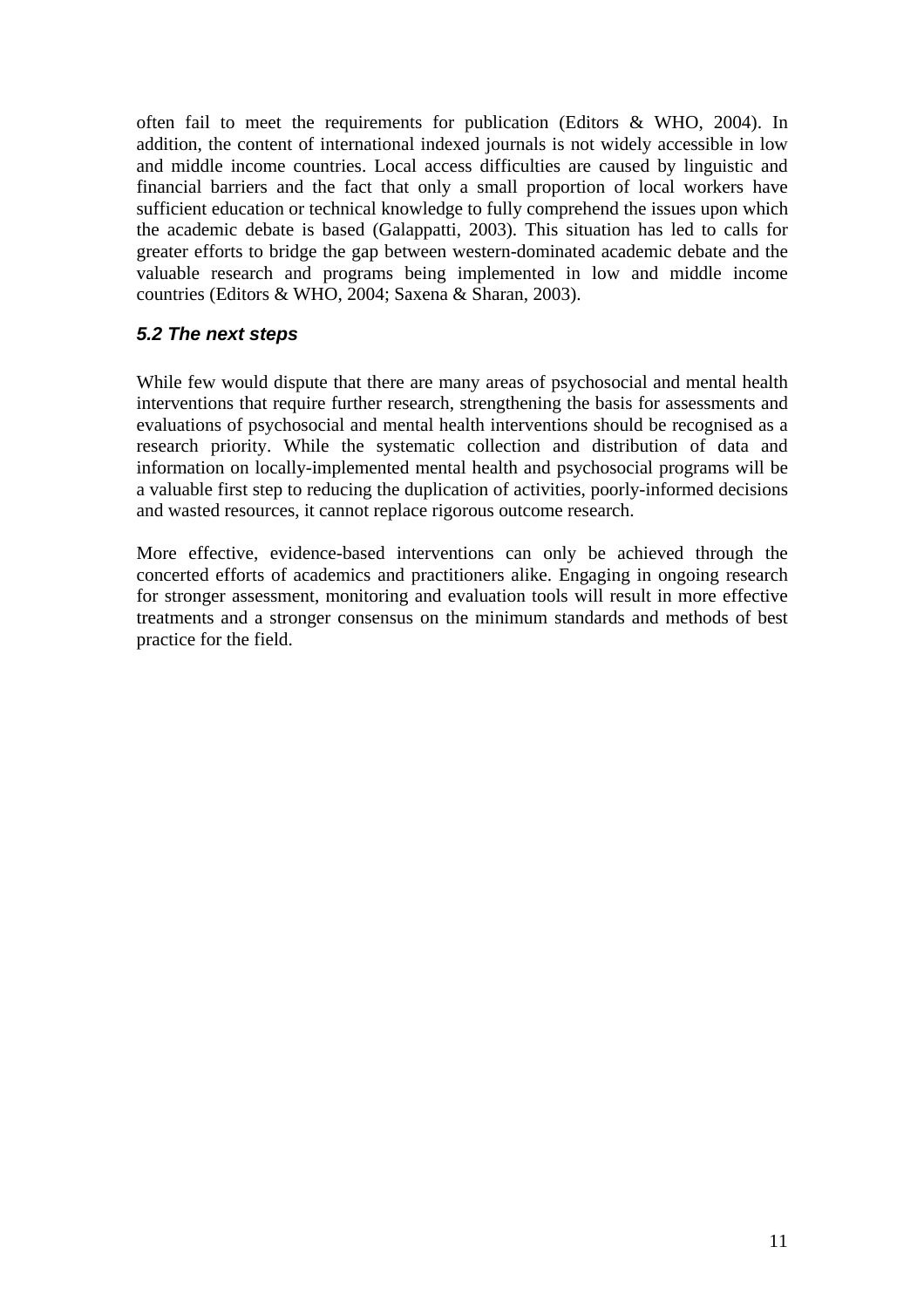often fail to meet the requirements for publication (Editors & WHO, 2004). In addition, the content of international indexed journals is not widely accessible in low and middle income countries. Local access difficulties are caused by linguistic and financial barriers and the fact that only a small proportion of local workers have sufficient education or technical knowledge to fully comprehend the issues upon which the academic debate is based (Galappatti, 2003). This situation has led to calls for greater efforts to bridge the gap between western-dominated academic debate and the valuable research and programs being implemented in low and middle income countries (Editors & WHO, 2004; Saxena & Sharan, 2003).

### *5.2 The next steps*

While few would dispute that there are many areas of psychosocial and mental health interventions that require further research, strengthening the basis for assessments and evaluations of psychosocial and mental health interventions should be recognised as a research priority. While the systematic collection and distribution of data and information on locally-implemented mental health and psychosocial programs will be a valuable first step to reducing the duplication of activities, poorly-informed decisions and wasted resources, it cannot replace rigorous outcome research.

More effective, evidence-based interventions can only be achieved through the concerted efforts of academics and practitioners alike. Engaging in ongoing research for stronger assessment, monitoring and evaluation tools will result in more effective treatments and a stronger consensus on the minimum standards and methods of best practice for the field.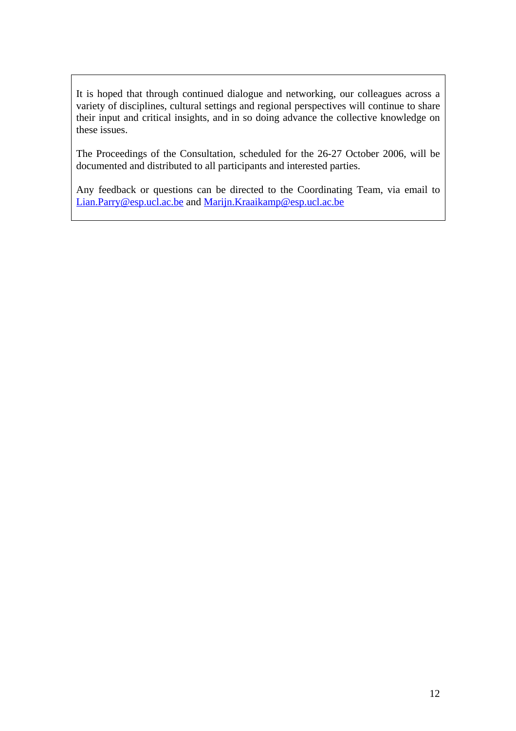It is hoped that through continued dialogue and networking, our colleagues across a variety of disciplines, cultural settings and regional perspectives will continue to share their input and critical insights, and in so doing advance the collective knowledge on these issues.

The Proceedings of the Consultation, scheduled for the 26-27 October 2006, will be documented and distributed to all participants and interested parties.

Any feedback or questions can be directed to the Coordinating Team, via email to Lian.Parry@esp.ucl.ac.be and Marijn.Kraaikamp@esp.ucl.ac.be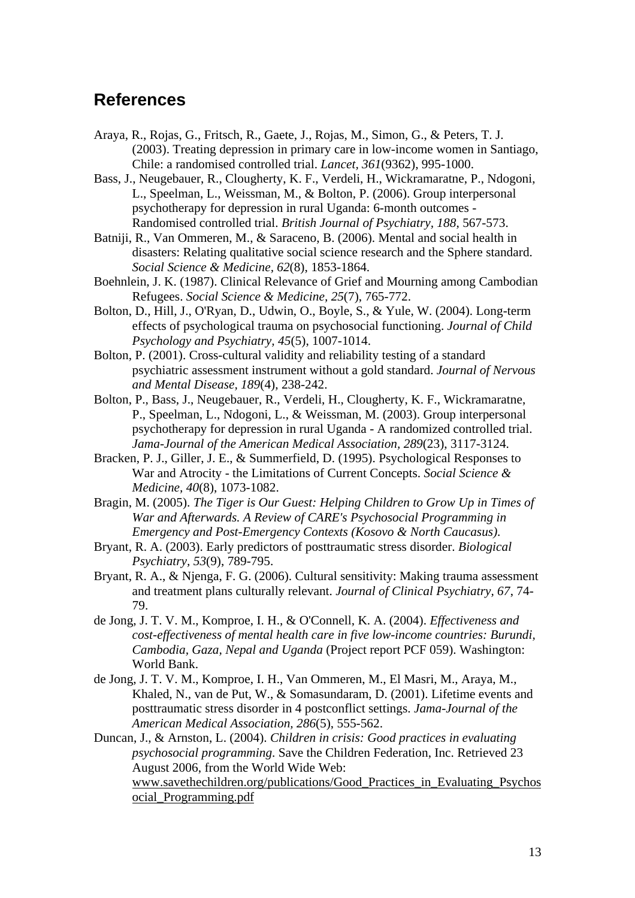## References

Araya, R., Rojas, G., Fritsch, R., Gaete, J., Rojas, M., Simon, G., & Peters, T. J. (2003). Treating depression in primary care in low-income women in Santiago, Chile: a randomised controlled trial. *Lancet, 361*(9362), 995-1000.

Bass, J., Neugebauer, R., Clougherty, K. F., Verdeli, H., Wickramaratne, P., Ndogoni, L., Speelman, L., Weissman, M., & Bolton, P. (2006). Group interpersonal psychotherapy for depression in rural Uganda: 6-month outcomes - Randomised controlled trial. *British Journal of Psychiatry, 188*, 567-573.

Batniji, R., Van Ommeren, M., & Saraceno, B. (2006). Mental and social health in disasters: Relating qualitative social science research and the Sphere standard. *Social Science & Medicine, 62*(8), 1853-1864.

Boehnlein, J. K. (1987). Clinical Relevance of Grief and Mourning among Cambodian Refugees. *Social Science & Medicine, 25*(7), 765-772.

Bolton, D., Hill, J., O'Ryan, D., Udwin, O., Boyle, S., & Yule, W. (2004). Long-term effects of psychological trauma on psychosocial functioning. *Journal of Child Psychology and Psychiatry, 45*(5), 1007-1014.

Bolton, P. (2001). Cross-cultural validity and reliability testing of a standard psychiatric assessment instrument without a gold standard. *Journal of Nervous and Mental Disease, 189*(4), 238-242.

Bolton, P., Bass, J., Neugebauer, R., Verdeli, H., Clougherty, K. F., Wickramaratne, P., Speelman, L., Ndogoni, L., & Weissman, M. (2003). Group interpersonal psychotherapy for depression in rural Uganda - A randomized controlled trial. *Jama-Journal of the American Medical Association, 289*(23), 3117-3124.

Bracken, P. J., Giller, J. E., & Summerfield, D. (1995). Psychological Responses to War and Atrocity - the Limitations of Current Concepts. *Social Science & Medicine, 40*(8), 1073-1082.

Bragin, M. (2005). *The Tiger is Our Guest: Helping Children to Grow Up in Times of War and Afterwards. A Review of CARE's Psychosocial Programming in Emergency and Post-Emergency Contexts (Kosovo & North Caucasus).*

Bryant, R. A. (2003). Early predictors of posttraumatic stress disorder. *Biological Psychiatry, 53*(9), 789-795.

Bryant, R. A., & Njenga, F. G. (2006). Cultural sensitivity: Making trauma assessment and treatment plans culturally relevant. *Journal of Clinical Psychiatry, 67*, 74-79.

de Jong, J. T. V. M., Komproe, I. H., & O'Connell, K. A. (2004). *Effectiveness and cost-effectiveness of mental health care in five low-income countries: Burundi, Cambodia, Gaza, Nepal and Uganda* (Project report PCF 059). Washington: World Bank.

de Jong, J. T. V. M., Komproe, I. H., Van Ommeren, M., El Masri, M., Araya, M., Khaled, N., van de Put, W., & Somasundaram, D. (2001). Lifetime events and posttraumatic stress disorder in 4 postconflict settings. *Jama-Journal of the American Medical Association, 286*(5), 555-562.

Duncan, J., & Arnston, L. (2004). *Children in crisis: Good practices in evaluating psychosocial programming*. Save the Children Federation, Inc. Retrieved 23 August 2006, from the World Wide Web: www.savethechildren.org/publications/Good_Practices_in_Evaluating_Psychosocial_Programming.pdf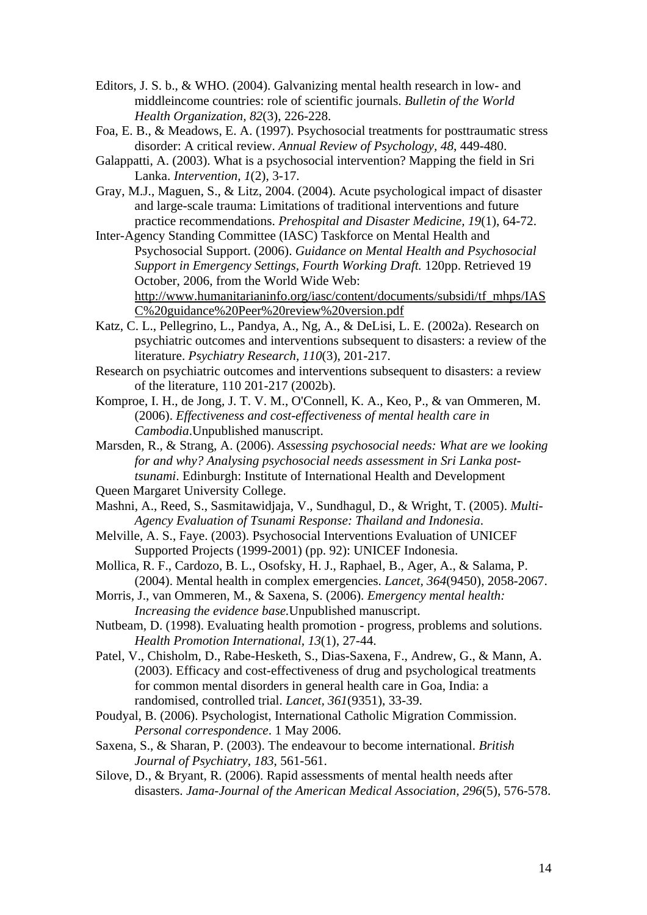Editors, J. S. b., & WHO. (2004). Galvanizing mental health research in low- and middleincome countries: role of scientific journals. *Bulletin of the World Health Organization, 82*(3), 226-228.

Foa, E. B., & Meadows, E. A. (1997). Psychosocial treatments for posttraumatic stress disorder: A critical review. *Annual Review of Psychology, 48*, 449-480.

Galappatti, A. (2003). What is a psychosocial intervention? Mapping the field in Sri Lanka. *Intervention, 1*(2), 3-17.

Gray, M.J., Maguen, S., & Litz, 2004. (2004). Acute psychological impact of disaster and large-scale trauma: Limitations of traditional interventions and future practice recommendations. *Prehospital and Disaster Medicine, 19*(1), 64-72.

Inter-Agency Standing Committee (IASC) Taskforce on Mental Health and Psychosocial Support. (2006). *Guidance on Mental Health and Psychosocial Support in Emergency Settings, Fourth Working Draft.* 120pp. Retrieved 19 October, 2006, from the World Wide Web: http://www.humanitarianinfo.org/iasc/content/documents/subsidi/tf_mhps/IASC%20guidance%20Peer%20review%20version.pdf

Katz, C. L., Pellegrino, L., Pandya, A., Ng, A., & DeLisi, L. E. (2002a). Research on psychiatric outcomes and interventions subsequent to disasters: a review of the literature. *Psychiatry Research, 110*(3), 201-217.

Research on psychiatric outcomes and interventions subsequent to disasters: a review of the literature, 110 201-217 (2002b).

Komproe, I. H., de Jong, J. T. V. M., O'Connell, K. A., Keo, P., & van Ommeren, M. (2006). *Effectiveness and cost-effectiveness of mental health care in Cambodia*.Unpublished manuscript.

Marsden, R., & Strang, A. (2006). *Assessing psychosocial needs: What are we looking for and why? Analysing psychosocial needs assessment in Sri Lanka post-tsunami*. Edinburgh: Institute of International Health and Development Queen Margaret University College.

Mashni, A., Reed, S., Sasmitawidjaja, V., Sundhagul, D., & Wright, T. (2005). *Multi-Agency Evaluation of Tsunami Response: Thailand and Indonesia*.

Melville, A. S., Faye. (2003). Psychosocial Interventions Evaluation of UNICEF Supported Projects (1999-2001) (pp. 92): UNICEF Indonesia.

Mollica, R. F., Cardozo, B. L., Osofsky, H. J., Raphael, B., Ager, A., & Salama, P. (2004). Mental health in complex emergencies. *Lancet, 364*(9450), 2058-2067.

Morris, J., van Ommeren, M., & Saxena, S. (2006). *Emergency mental health: Increasing the evidence base.*Unpublished manuscript.

Nutbeam, D. (1998). Evaluating health promotion - progress, problems and solutions. *Health Promotion International, 13*(1), 27-44.

Patel, V., Chisholm, D., Rabe-Hesketh, S., Dias-Saxena, F., Andrew, G., & Mann, A. (2003). Efficacy and cost-effectiveness of drug and psychological treatments for common mental disorders in general health care in Goa, India: a randomised, controlled trial. *Lancet, 361*(9351), 33-39.

Poudyal, B. (2006). Psychologist, International Catholic Migration Commission. *Personal correspondence*. 1 May 2006.

Saxena, S., & Sharan, P. (2003). The endeavour to become international. *British Journal of Psychiatry, 183*, 561-561.

Silove, D., & Bryant, R. (2006). Rapid assessments of mental health needs after disasters. *Jama-Journal of the American Medical Association, 296*(5), 576-578.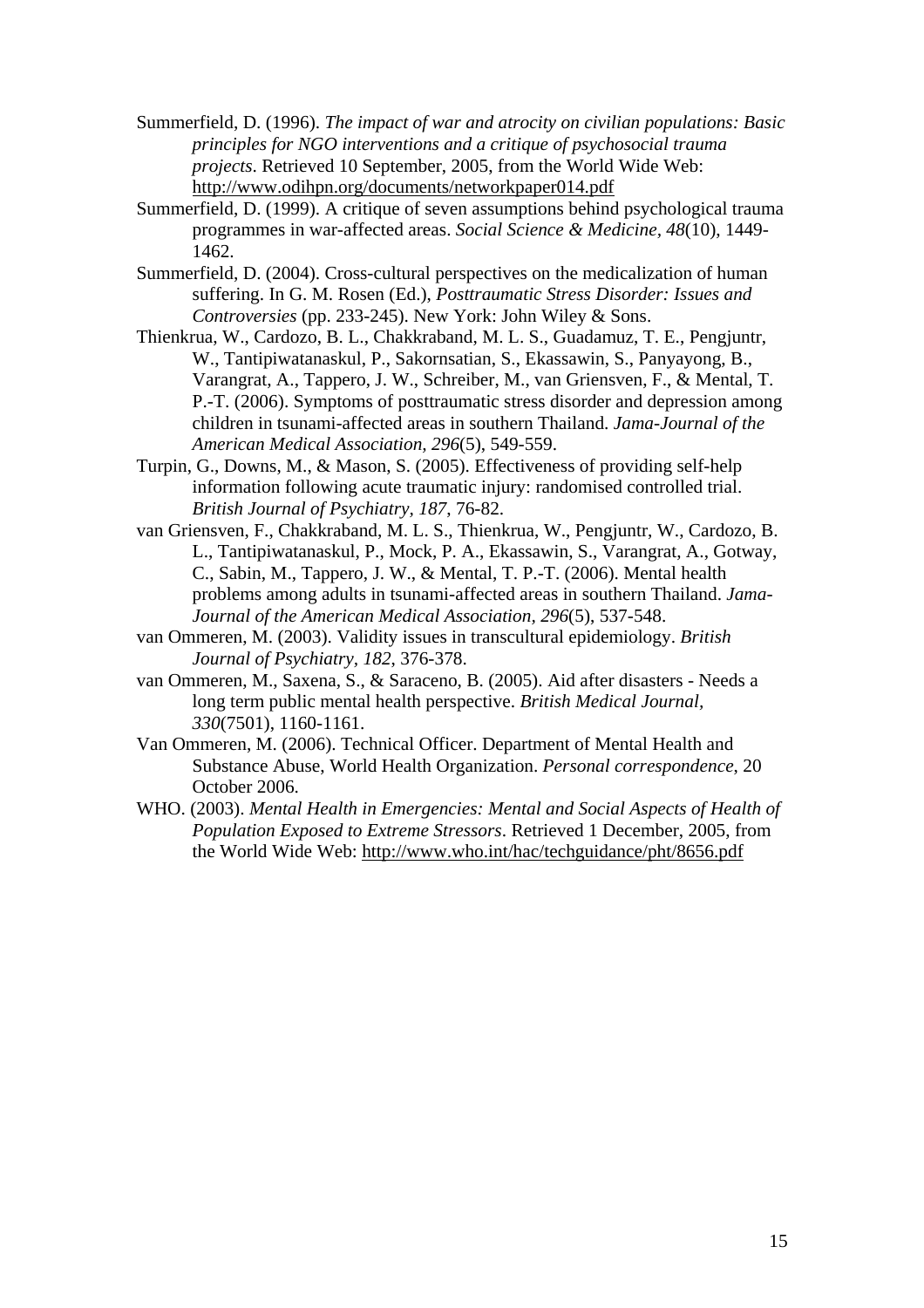Summerfield, D. (1996). *The impact of war and atrocity on civilian populations: Basic principles for NGO interventions and a critique of psychosocial trauma projects*. Retrieved 10 September, 2005, from the World Wide Web: http://www.odihpn.org/documents/networkpaper014.pdf

Summerfield, D. (1999). A critique of seven assumptions behind psychological trauma programmes in war-affected areas. *Social Science & Medicine, 48*(10), 1449-1462.

Summerfield, D. (2004). Cross-cultural perspectives on the medicalization of human suffering. In G. M. Rosen (Ed.), *Posttraumatic Stress Disorder: Issues and Controversies* (pp. 233-245). New York: John Wiley & Sons.

Thienkrua, W., Cardozo, B. L., Chakkraband, M. L. S., Guadamuz, T. E., Pengjuntr, W., Tantipiwatanaskul, P., Sakornsatian, S., Ekassawin, S., Panyayong, B., Varangrat, A., Tappero, J. W., Schreiber, M., van Griensven, F., & Mental, T. P.-T. (2006). Symptoms of posttraumatic stress disorder and depression among children in tsunami-affected areas in southern Thailand. *Jama-Journal of the American Medical Association, 296*(5), 549-559.

Turpin, G., Downs, M., & Mason, S. (2005). Effectiveness of providing self-help information following acute traumatic injury: randomised controlled trial. *British Journal of Psychiatry, 187*, 76-82.

van Griensven, F., Chakkraband, M. L. S., Thienkrua, W., Pengjuntr, W., Cardozo, B. L., Tantipiwatanaskul, P., Mock, P. A., Ekassawin, S., Varangrat, A., Gotway, C., Sabin, M., Tappero, J. W., & Mental, T. P.-T. (2006). Mental health problems among adults in tsunami-affected areas in southern Thailand. *Jama-Journal of the American Medical Association, 296*(5), 537-548.

van Ommeren, M. (2003). Validity issues in transcultural epidemiology. *British Journal of Psychiatry, 182*, 376-378.

van Ommeren, M., Saxena, S., & Saraceno, B. (2005). Aid after disasters - Needs a long term public mental health perspective. *British Medical Journal, 330*(7501), 1160-1161.

Van Ommeren, M. (2006). Technical Officer. Department of Mental Health and Substance Abuse, World Health Organization. *Personal correspondence*, 20 October 2006.

WHO. (2003). *Mental Health in Emergencies: Mental and Social Aspects of Health of Population Exposed to Extreme Stressors*. Retrieved 1 December, 2005, from the World Wide Web: http://www.who.int/hac/techguidance/pht/8656.pdf